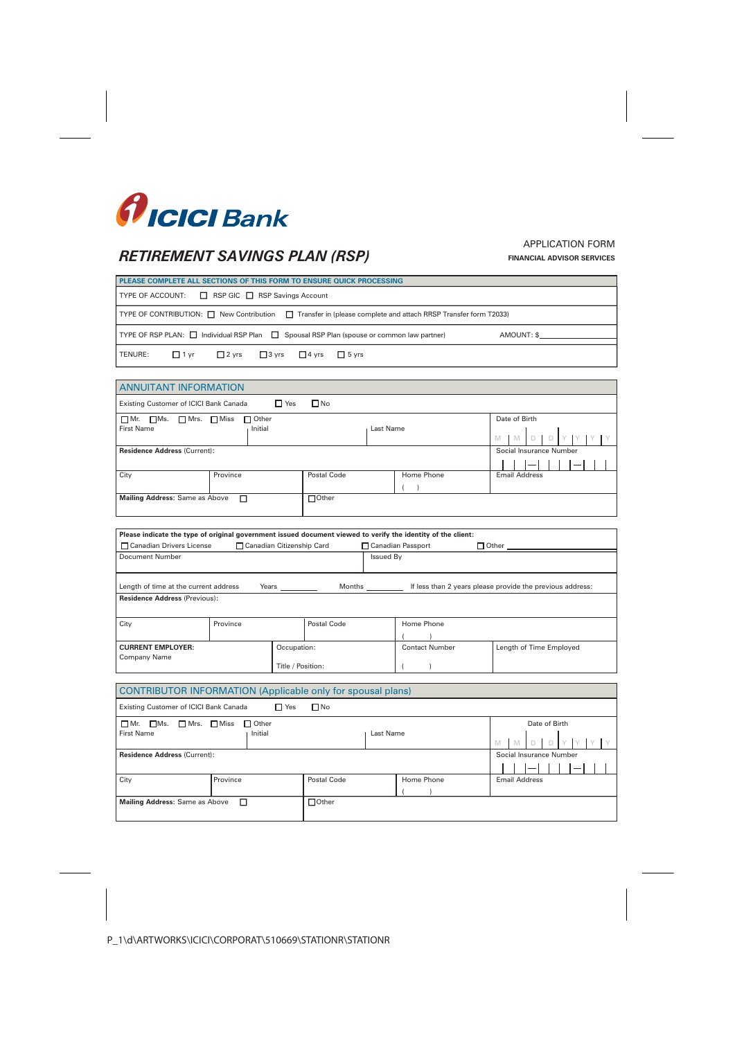ICICI Bank

# RETIREMENT SAVINGS PLAN (RSP)

APPLICATION FORM
**FINANCIAL ADVISOR SERVICES**

**PLEASE COMPLETE ALL SECTIONS OF THIS FORM TO ENSURE QUICK PROCESSING**

TYPE OF ACCOUNT: ☐ RSP GIC ☐ RSP Savings Account

TYPE OF CONTRIBUTION: ☐ New Contribution ☐ Transfer in (please complete and attach RRSP Transfer form T2033)

TYPE OF RSP PLAN: ☐ Individual RSP Plan ☐ Spousal RSP Plan (spouse or common law partner) AMOUNT: $

TENURE: ☐ 1 yr ☐ 2 yrs ☐ 3 yrs ☐ 4 yrs ☐ 5 yrs

## ANNUITANT INFORMATION

Existing Customer of ICICI Bank Canada ☐ Yes ☐ No

| ☐ Mr. ☐ Ms. ☐ Mrs. ☐ Miss ☐ Other<br>First Name | Initial | Last Name | | Date of Birth<br>M M D D Y Y Y Y |
|---|---|---|---|---|
| **Residence Address** (Current): | | | | Social Insurance Number |
| City | Province | Postal Code | Home Phone<br>( ) | Email Address |
| **Mailing Address:** Same as Above ☐ | | ☐ Other | | |

**Please indicate the type of original government issued document viewed to verify the identity of the client:**

☐ Canadian Drivers License ☐ Canadian Citizenship Card ☐ Canadian Passport ☐ Other ______

| Document Number | Issued By |
|---|---|

Length of time at the current address Years ______ Months ______ If less than 2 years please provide the previous address:

**Residence Address** (Previous):

| City | Province | Postal Code | Home Phone<br>( ) |
|---|---|---|---|

| **CURRENT EMPLOYER:**<br>Company Name | Occupation:<br><br>Title / Position: | Contact Number<br>( ) | Length of Time Employed |
|---|---|---|---|

## CONTRIBUTOR INFORMATION (Applicable only for spousal plans)

Existing Customer of ICICI Bank Canada ☐ Yes ☐ No

| ☐ Mr. ☐ Ms. ☐ Mrs. ☐ Miss ☐ Other<br>First Name | Initial | Last Name | | Date of Birth<br>M M D D Y Y Y Y |
|---|---|---|---|---|
| **Residence Address** (Current): | | | | Social Insurance Number |
| City | Province | Postal Code | Home Phone<br>( ) | Email Address |
| **Mailing Address:** Same as Above ☐ | | ☐ Other | | |

P_1\d\ARTWORKS\ICICI\CORPORAT\510669\STATIONR\STATIONR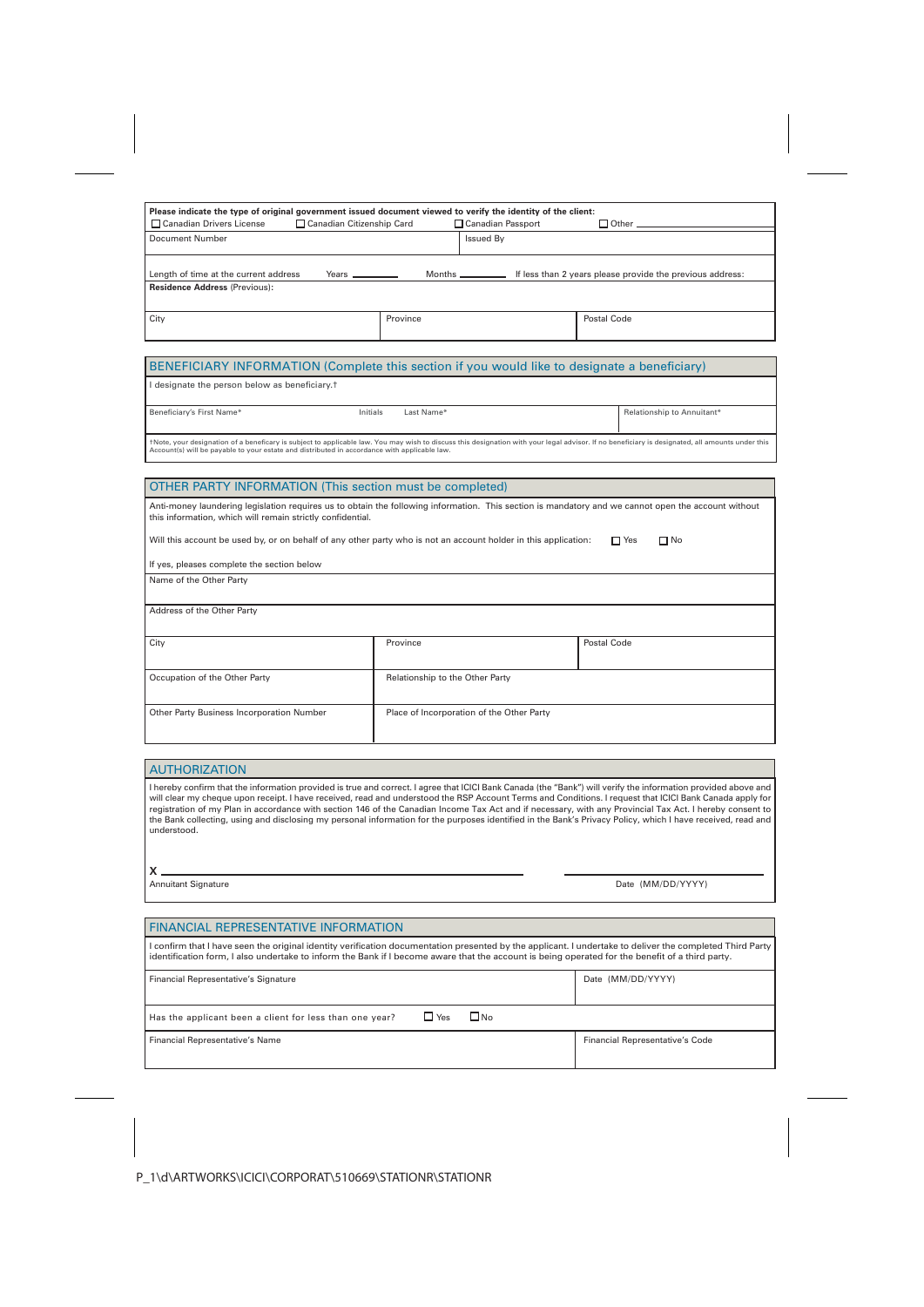**Please indicate the type of original government issued document viewed to verify the identity of the client:**

☐ Canadian Drivers License ☐ Canadian Citizenship Card ☐ Canadian Passport ☐ Other \_\_\_\_\_\_\_\_\_\_

| | |
|---|---|
| Document Number | Issued By |

Length of time at the current address Years \_\_\_\_\_\_\_\_ Months \_\_\_\_\_\_\_\_ If less than 2 years please provide the previous address:

**Residence Address** (Previous):

| | | |
|---|---|---|
| City | Province | Postal Code |

## BENEFICIARY INFORMATION (Complete this section if you would like to designate a beneficiary)

I designate the person below as beneficiary.†

| | | | |
|---|---|---|---|
| Beneficiary's First Name* | Initials | Last Name* | Relationship to Annuitant* |

†Note, your designation of a beneficiary is subject to applicable law. You may wish to discuss this designation with your legal advisor. If no beneficiary is designated, all amounts under this Account(s) will be payable to your estate and distributed in accordance with applicable law.

## OTHER PARTY INFORMATION (This section must be completed)

Anti-money laundering legislation requires us to obtain the following information. This section is mandatory and we cannot open the account without this information, which will remain strictly confidential.

Will this account be used by, or on behalf of any other party who is not an account holder in this application: ☐ Yes ☐ No

If yes, pleases complete the section below

Name of the Other Party

Address of the Other Party

| | | |
|---|---|---|
| City | Province | Postal Code |
| Occupation of the Other Party | Relationship to the Other Party | |
| Other Party Business Incorporation Number | Place of Incorporation of the Other Party | |

## AUTHORIZATION

I hereby confirm that the information provided is true and correct. I agree that ICICI Bank Canada (the "Bank") will verify the information provided above and will clear my cheque upon receipt. I have received, read and understood the RSP Account Terms and Conditions. I request that ICICI Bank Canada apply for registration of my Plan in accordance with section 146 of the Canadian Income Tax Act and if necessary, with any Provincial Tax Act. I hereby consent to the Bank collecting, using and disclosing my personal information for the purposes identified in the Bank's Privacy Policy, which I have received, read and understood.

X \_\_\_\_\_\_\_\_\_\_\_\_\_\_\_\_\_\_\_\_\_\_\_\_\_\_\_\_ \_\_\_\_\_\_\_\_\_\_\_\_\_\_\_\_

Annuitant Signature Date (MM/DD/YYYY)

## FINANCIAL REPRESENTATIVE INFORMATION

I confirm that I have seen the original identity verification documentation presented by the applicant. I undertake to deliver the completed Third Party identification form, I also undertake to inform the Bank if I become aware that the account is being operated for the benefit of a third party.

| | |
|---|---|
| Financial Representative's Signature | Date (MM/DD/YYYY) |

Has the applicant been a client for less than one year? ☐ Yes ☐ No

| | |
|---|---|
| Financial Representative's Name | Financial Representative's Code |

P_1\d\ARTWORKS\ICICI\CORPORAT\510669\STATIONR\STATIONR